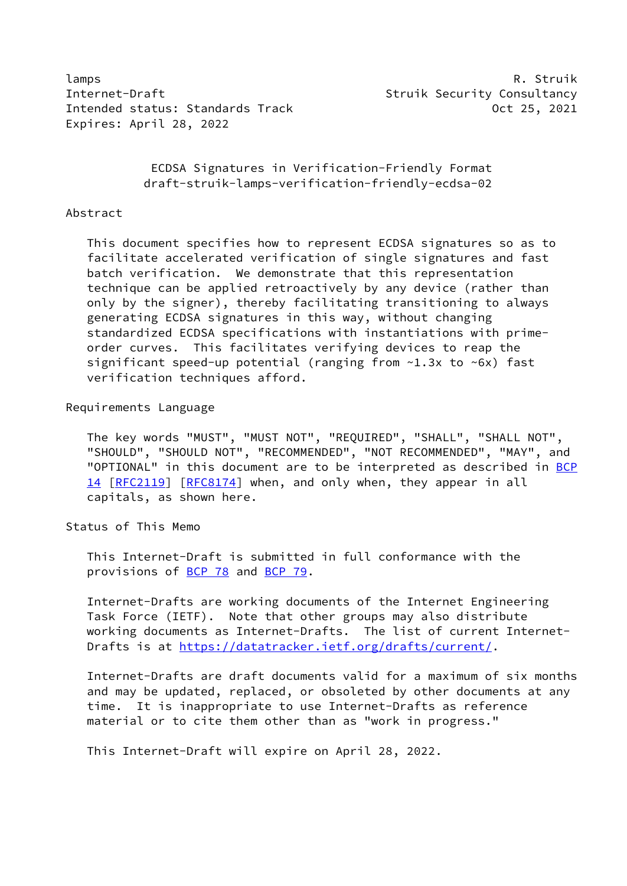lamps R. Struik
Internet-Draft Struik Security Consultancy
Intended status: Standards Track Oct 25, 2021
Expires: April 28, 2022

# ECDSA Signatures in Verification-Friendly Format
draft-struik-lamps-verification-friendly-ecdsa-02

## Abstract

This document specifies how to represent ECDSA signatures so as to facilitate accelerated verification of single signatures and fast batch verification. We demonstrate that this representation technique can be applied retroactively by any device (rather than only by the signer), thereby facilitating transitioning to always generating ECDSA signatures in this way, without changing standardized ECDSA specifications with instantiations with prime-order curves. This facilitates verifying devices to reap the significant speed-up potential (ranging from ~1.3x to ~6x) fast verification techniques afford.

## Requirements Language

The key words "MUST", "MUST NOT", "REQUIRED", "SHALL", "SHALL NOT", "SHOULD", "SHOULD NOT", "RECOMMENDED", "NOT RECOMMENDED", "MAY", and "OPTIONAL" in this document are to be interpreted as described in BCP 14 [RFC2119] [RFC8174] when, and only when, they appear in all capitals, as shown here.

## Status of This Memo

This Internet-Draft is submitted in full conformance with the provisions of BCP 78 and BCP 79.

Internet-Drafts are working documents of the Internet Engineering Task Force (IETF). Note that other groups may also distribute working documents as Internet-Drafts. The list of current Internet-Drafts is at https://datatracker.ietf.org/drafts/current/.

Internet-Drafts are draft documents valid for a maximum of six months and may be updated, replaced, or obsoleted by other documents at any time. It is inappropriate to use Internet-Drafts as reference material or to cite them other than as "work in progress."

This Internet-Draft will expire on April 28, 2022.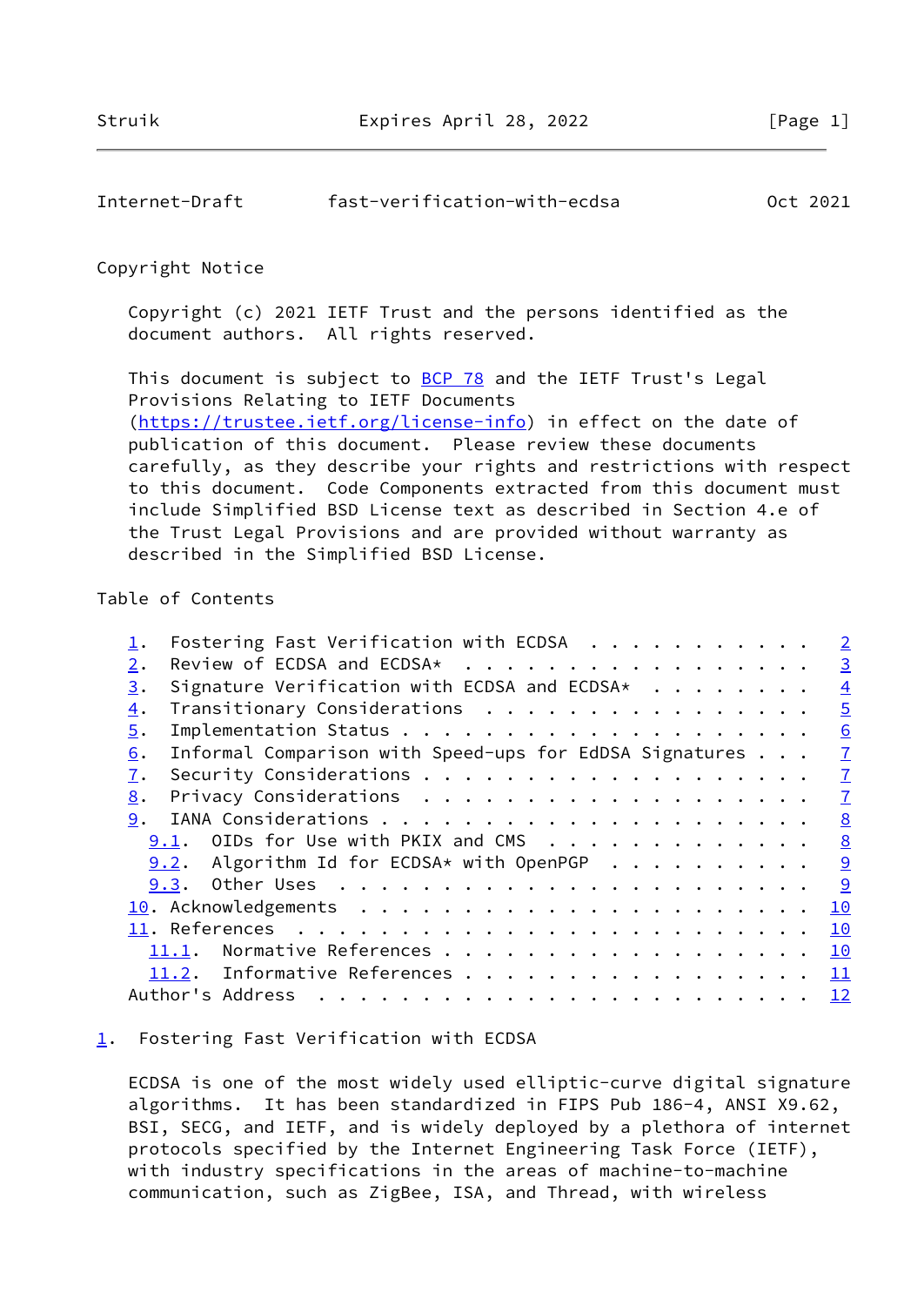## Copyright Notice

Copyright (c) 2021 IETF Trust and the persons identified as the document authors. All rights reserved.

This document is subject to BCP 78 and the IETF Trust's Legal Provisions Relating to IETF Documents (https://trustee.ietf.org/license-info) in effect on the date of publication of this document. Please review these documents carefully, as they describe your rights and restrictions with respect to this document. Code Components extracted from this document must include Simplified BSD License text as described in Section 4.e of the Trust Legal Provisions and are provided without warranty as described in the Simplified BSD License.

## Table of Contents

- 1. Fostering Fast Verification with ECDSA . . . . . . . . . . . 2
- 2. Review of ECDSA and ECDSA* . . . . . . . . . . . . . . . . . 3
- 3. Signature Verification with ECDSA and ECDSA* . . . . . . . . 4
- 4. Transitionary Considerations . . . . . . . . . . . . . . . . 5
- 5. Implementation Status . . . . . . . . . . . . . . . . . . . 6
- 6. Informal Comparison with Speed-ups for EdDSA Signatures . . . 7
- 7. Security Considerations . . . . . . . . . . . . . . . . . . 7
- 8. Privacy Considerations . . . . . . . . . . . . . . . . . . . 7
- 9. IANA Considerations . . . . . . . . . . . . . . . . . . . . 8
  - 9.1. OIDs for Use with PKIX and CMS . . . . . . . . . . . . . 8
  - 9.2. Algorithm Id for ECDSA* with OpenPGP . . . . . . . . . . 9
  - 9.3. Other Uses . . . . . . . . . . . . . . . . . . . . . . . 9
- 10. Acknowledgements . . . . . . . . . . . . . . . . . . . . . . 10
- 11. References . . . . . . . . . . . . . . . . . . . . . . . . . 10
  - 11.1. Normative References . . . . . . . . . . . . . . . . . . 10
  - 11.2. Informative References . . . . . . . . . . . . . . . . . 11
- Author's Address . . . . . . . . . . . . . . . . . . . . . . . . 12

## 1. Fostering Fast Verification with ECDSA

ECDSA is one of the most widely used elliptic-curve digital signature algorithms. It has been standardized in FIPS Pub 186-4, ANSI X9.62, BSI, SECG, and IETF, and is widely deployed by a plethora of internet protocols specified by the Internet Engineering Task Force (IETF), with industry specifications in the areas of machine-to-machine communication, such as ZigBee, ISA, and Thread, with wireless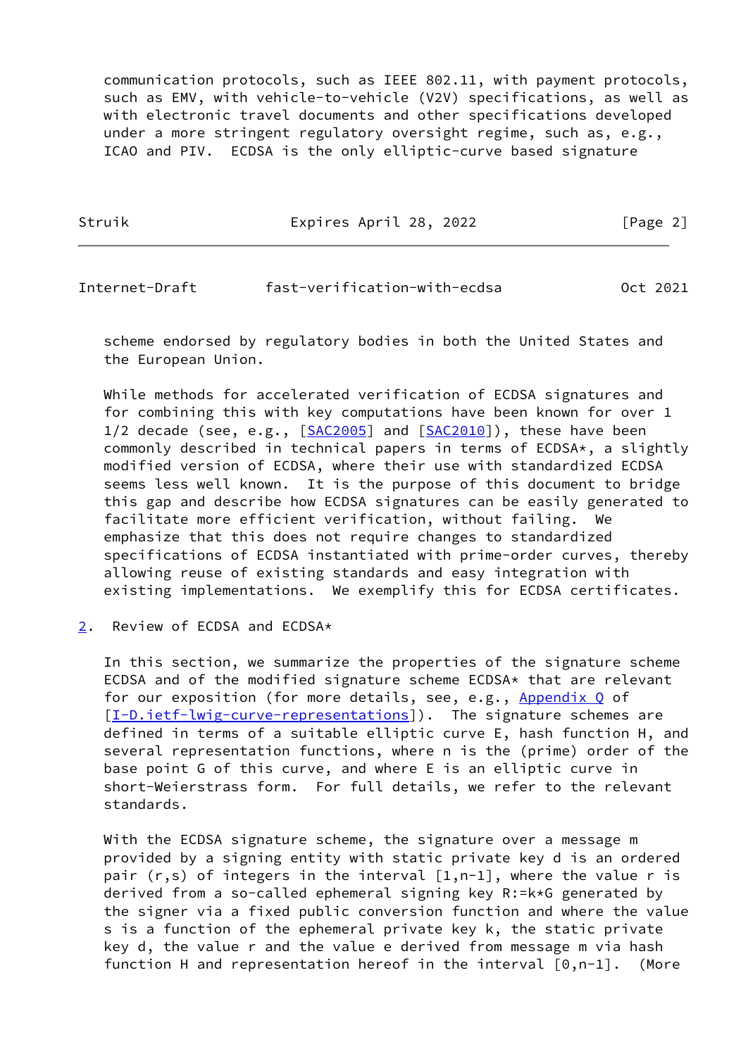communication protocols, such as IEEE 802.11, with payment protocols, such as EMV, with vehicle-to-vehicle (V2V) specifications, as well as with electronic travel documents and other specifications developed under a more stringent regulatory oversight regime, such as, e.g., ICAO and PIV. ECDSA is the only elliptic-curve based signature scheme endorsed by regulatory bodies in both the United States and the European Union.

While methods for accelerated verification of ECDSA signatures and for combining this with key computations have been known for over 1 1/2 decade (see, e.g., [SAC2005] and [SAC2010]), these have been commonly described in technical papers in terms of ECDSA*, a slightly modified version of ECDSA, where their use with standardized ECDSA seems less well known. It is the purpose of this document to bridge this gap and describe how ECDSA signatures can be easily generated to facilitate more efficient verification, without failing. We emphasize that this does not require changes to standardized specifications of ECDSA instantiated with prime-order curves, thereby allowing reuse of existing standards and easy integration with existing implementations. We exemplify this for ECDSA certificates.

## 2. Review of ECDSA and ECDSA*

In this section, we summarize the properties of the signature scheme ECDSA and of the modified signature scheme ECDSA* that are relevant for our exposition (for more details, see, e.g., Appendix Q of [I-D.ietf-lwig-curve-representations]). The signature schemes are defined in terms of a suitable elliptic curve E, hash function H, and several representation functions, where n is the (prime) order of the base point G of this curve, and where E is an elliptic curve in short-Weierstrass form. For full details, we refer to the relevant standards.

With the ECDSA signature scheme, the signature over a message m provided by a signing entity with static private key d is an ordered pair (r,s) of integers in the interval [1,n-1], where the value r is derived from a so-called ephemeral signing key R:=k*G generated by the signer via a fixed public conversion function and where the value s is a function of the ephemeral private key k, the static private key d, the value r and the value e derived from message m via hash function H and representation hereof in the interval [0,n-1]. (More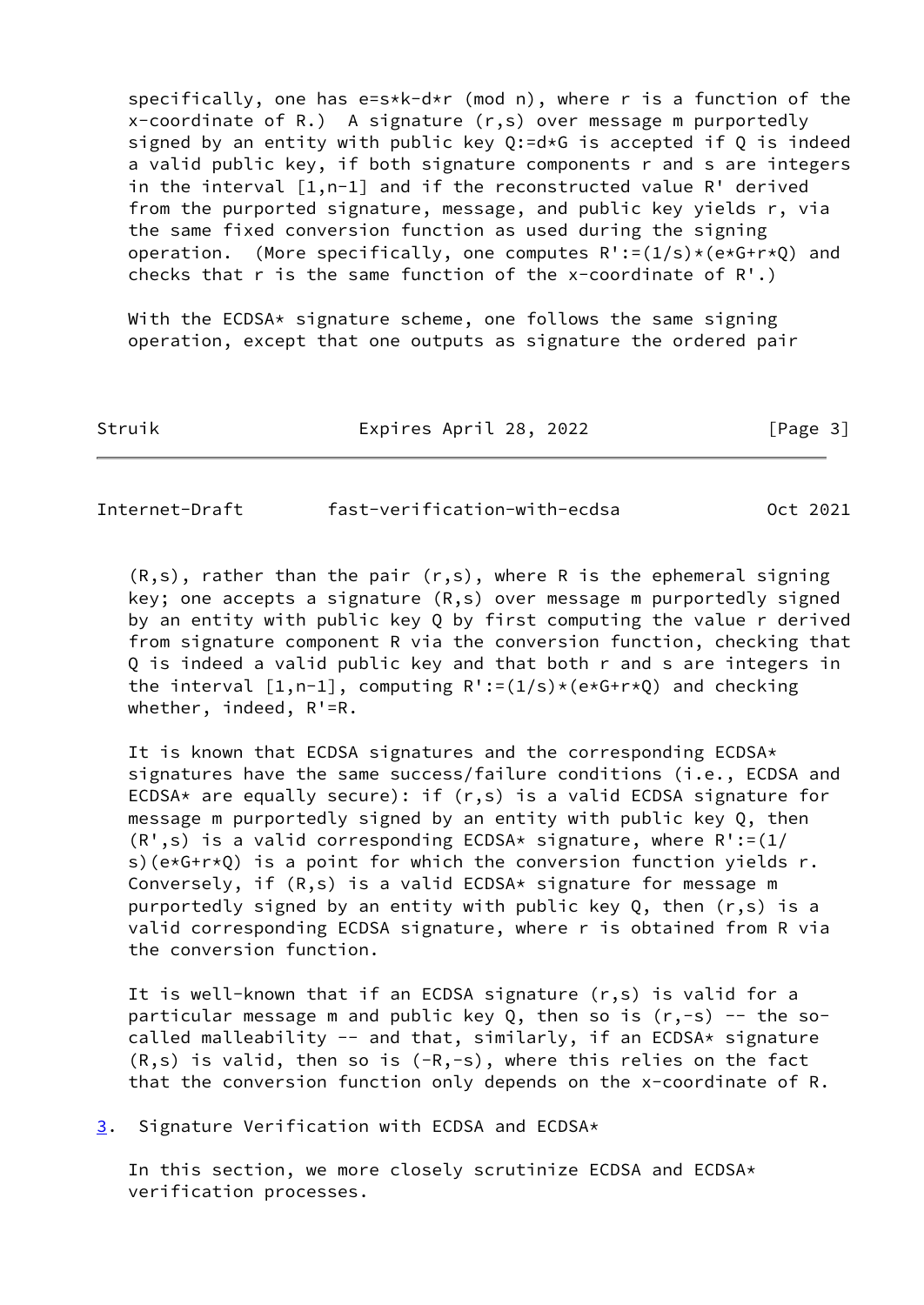specifically, one has $e=s*k-d*r \pmod{n}$, where $r$ is a function of the x-coordinate of $R$.) A signature $(r,s)$ over message $m$ purportedly signed by an entity with public key $Q:=d*G$ is accepted if $Q$ is indeed a valid public key, if both signature components $r$ and $s$ are integers in the interval $[1,n-1]$ and if the reconstructed value $R'$ derived from the purported signature, message, and public key yields $r$, via the same fixed conversion function as used during the signing operation. (More specifically, one computes $R':=(1/s)*(e*G+r*Q)$ and checks that $r$ is the same function of the x-coordinate of $R'$.)

With the ECDSA* signature scheme, one follows the same signing operation, except that one outputs as signature the ordered pair $(R,s)$, rather than the pair $(r,s)$, where $R$ is the ephemeral signing key; one accepts a signature $(R,s)$ over message $m$ purportedly signed by an entity with public key $Q$ by first computing the value $r$ derived from signature component $R$ via the conversion function, checking that $Q$ is indeed a valid public key and that both $r$ and $s$ are integers in the interval $[1,n-1]$, computing $R':=(1/s)*(e*G+r*Q)$ and checking whether, indeed, $R'=R$.

It is known that ECDSA signatures and the corresponding ECDSA* signatures have the same success/failure conditions (i.e., ECDSA and ECDSA* are equally secure): if $(r,s)$ is a valid ECDSA signature for message $m$ purportedly signed by an entity with public key $Q$, then $(R',s)$ is a valid corresponding ECDSA* signature, where $R':=(1/s)(e*G+r*Q)$ is a point for which the conversion function yields $r$. Conversely, if $(R,s)$ is a valid ECDSA* signature for message $m$ purportedly signed by an entity with public key $Q$, then $(r,s)$ is a valid corresponding ECDSA signature, where $r$ is obtained from $R$ via the conversion function.

It is well-known that if an ECDSA signature $(r,s)$ is valid for a particular message $m$ and public key $Q$, then so is $(r,-s)$ -- the so-called malleability -- and that, similarly, if an ECDSA* signature $(R,s)$ is valid, then so is $(-R,-s)$, where this relies on the fact that the conversion function only depends on the x-coordinate of $R$.

## 3. Signature Verification with ECDSA and ECDSA*

In this section, we more closely scrutinize ECDSA and ECDSA* verification processes.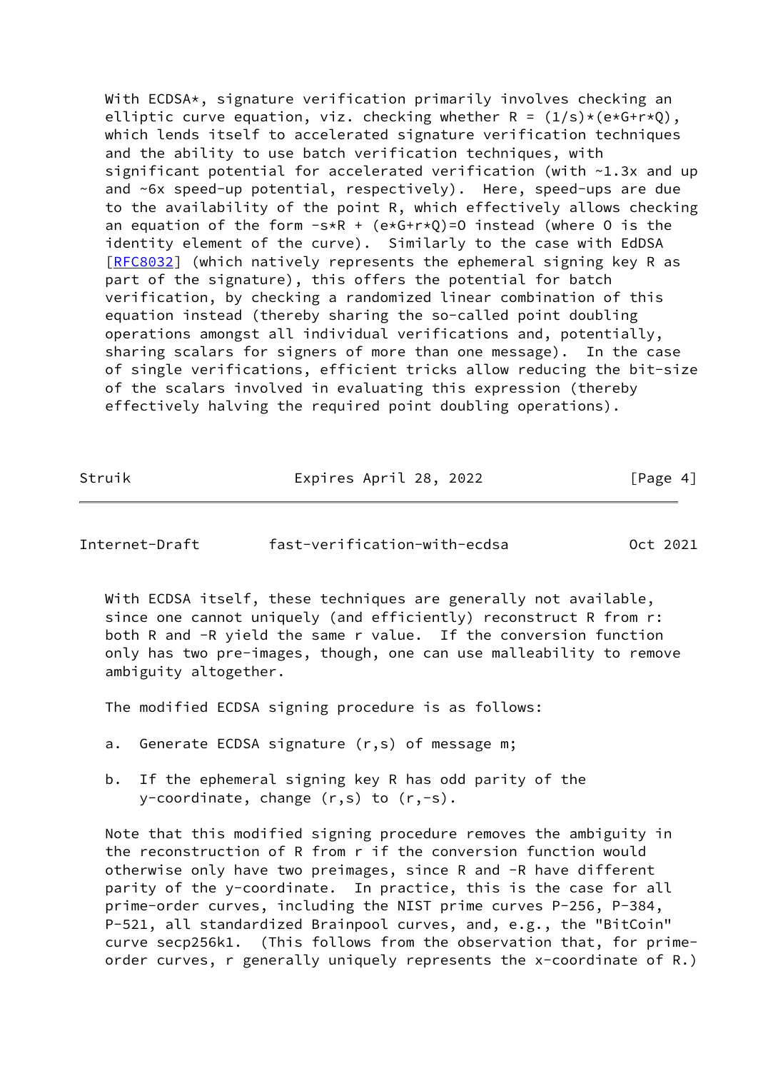With ECDSA*, signature verification primarily involves checking an elliptic curve equation, viz. checking whether $R = (1/s)*(e*G+r*Q)$, which lends itself to accelerated signature verification techniques and the ability to use batch verification techniques, with significant potential for accelerated verification (with ~1.3x and up and ~6x speed-up potential, respectively). Here, speed-ups are due to the availability of the point R, which effectively allows checking an equation of the form $-s*R + (e*G+r*Q)=O$ instead (where O is the identity element of the curve). Similarly to the case with EdDSA [RFC8032] (which natively represents the ephemeral signing key R as part of the signature), this offers the potential for batch verification, by checking a randomized linear combination of this equation instead (thereby sharing the so-called point doubling operations amongst all individual verifications and, potentially, sharing scalars for signers of more than one message). In the case of single verifications, efficient tricks allow reducing the bit-size of the scalars involved in evaluating this expression (thereby effectively halving the required point doubling operations).

With ECDSA itself, these techniques are generally not available, since one cannot uniquely (and efficiently) reconstruct R from r: both R and -R yield the same r value. If the conversion function only has two pre-images, though, one can use malleability to remove ambiguity altogether.

The modified ECDSA signing procedure is as follows:

a. Generate ECDSA signature (r,s) of message m;

b. If the ephemeral signing key R has odd parity of the y-coordinate, change (r,s) to (r,-s).

Note that this modified signing procedure removes the ambiguity in the reconstruction of R from r if the conversion function would otherwise only have two preimages, since R and -R have different parity of the y-coordinate. In practice, this is the case for all prime-order curves, including the NIST prime curves P-256, P-384, P-521, all standardized Brainpool curves, and, e.g., the "BitCoin" curve secp256k1. (This follows from the observation that, for prime-order curves, r generally uniquely represents the x-coordinate of R.)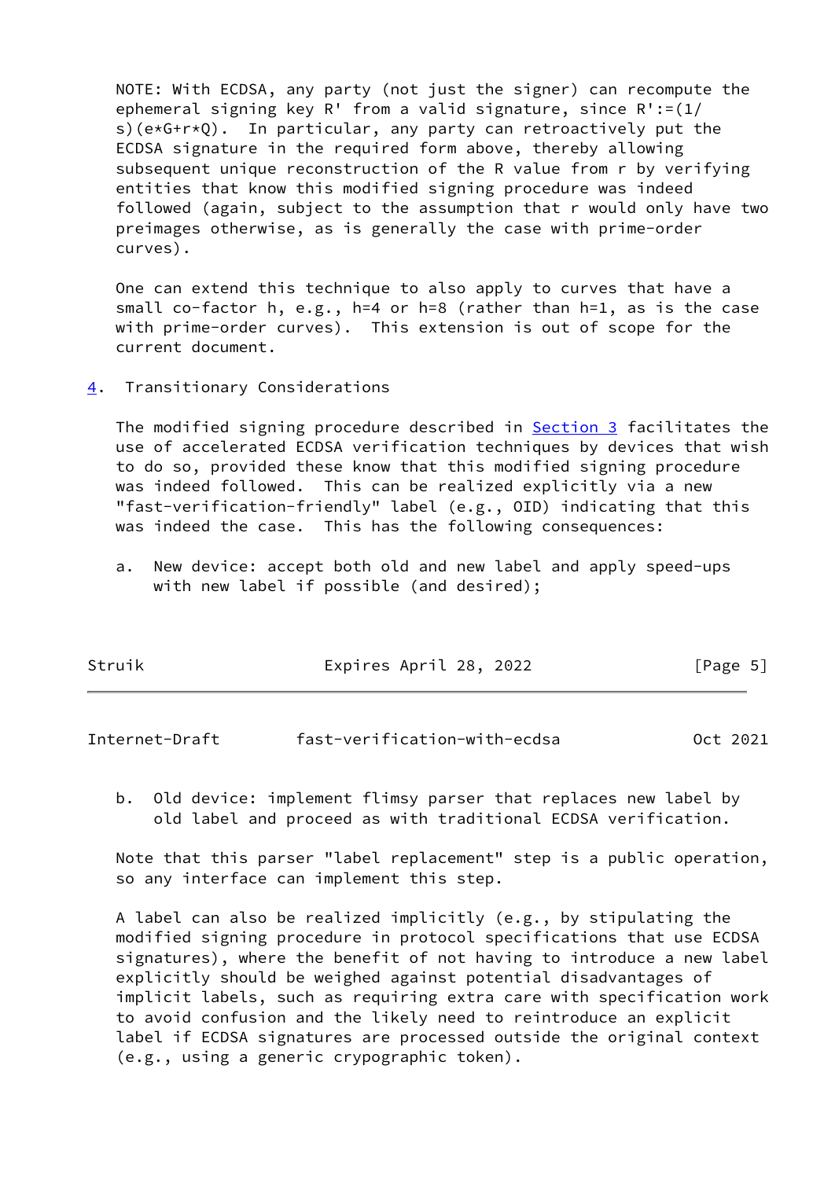NOTE: With ECDSA, any party (not just the signer) can recompute the ephemeral signing key R' from a valid signature, since $R':=(1/s)(e*G+r*Q)$. In particular, any party can retroactively put the ECDSA signature in the required form above, thereby allowing subsequent unique reconstruction of the R value from r by verifying entities that know this modified signing procedure was indeed followed (again, subject to the assumption that r would only have two preimages otherwise, as is generally the case with prime-order curves).

One can extend this technique to also apply to curves that have a small co-factor h, e.g., h=4 or h=8 (rather than h=1, as is the case with prime-order curves). This extension is out of scope for the current document.

## 4. Transitionary Considerations

The modified signing procedure described in Section 3 facilitates the use of accelerated ECDSA verification techniques by devices that wish to do so, provided these know that this modified signing procedure was indeed followed. This can be realized explicitly via a new "fast-verification-friendly" label (e.g., OID) indicating that this was indeed the case. This has the following consequences:

a. New device: accept both old and new label and apply speed-ups with new label if possible (and desired);

b. Old device: implement flimsy parser that replaces new label by old label and proceed as with traditional ECDSA verification.

Note that this parser "label replacement" step is a public operation, so any interface can implement this step.

A label can also be realized implicitly (e.g., by stipulating the modified signing procedure in protocol specifications that use ECDSA signatures), where the benefit of not having to introduce a new label explicitly should be weighed against potential disadvantages of implicit labels, such as requiring extra care with specification work to avoid confusion and the likely need to reintroduce an explicit label if ECDSA signatures are processed outside the original context (e.g., using a generic crypographic token).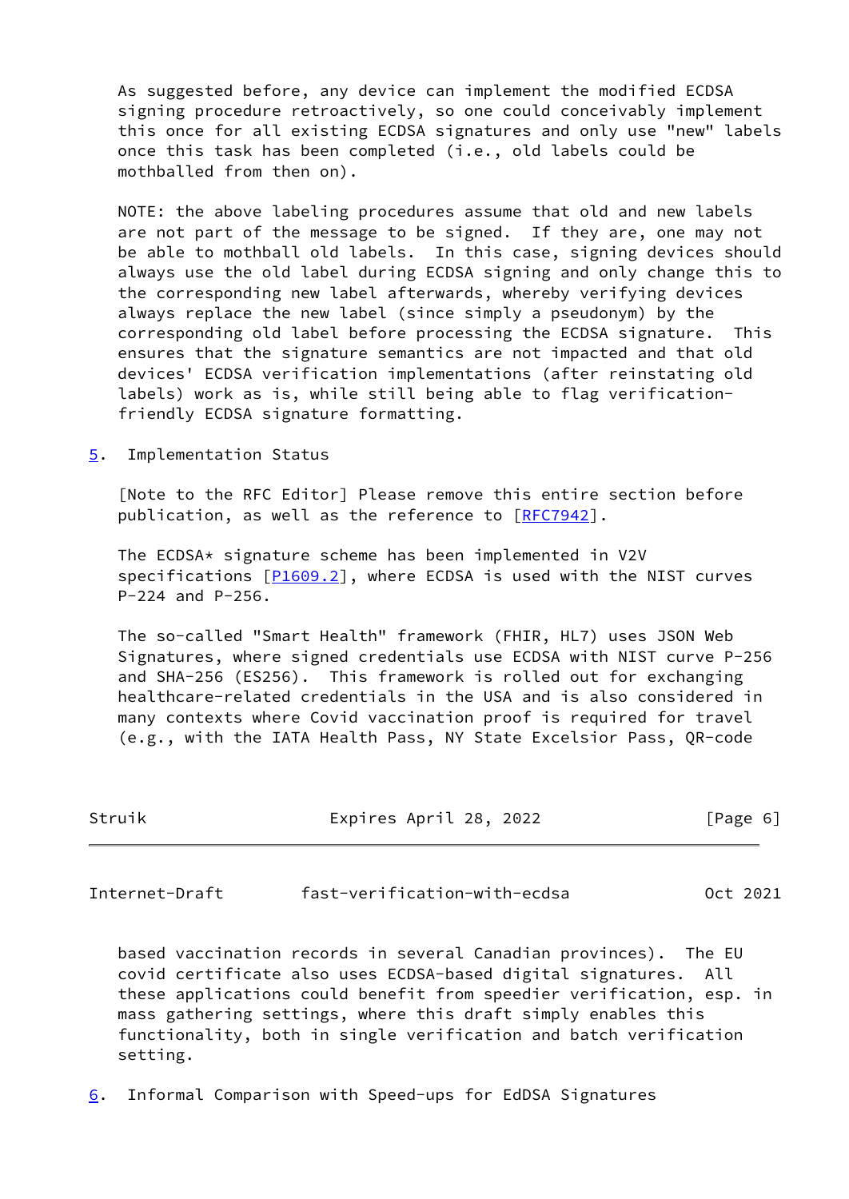As suggested before, any device can implement the modified ECDSA signing procedure retroactively, so one could conceivably implement this once for all existing ECDSA signatures and only use "new" labels once this task has been completed (i.e., old labels could be mothballed from then on).

NOTE: the above labeling procedures assume that old and new labels are not part of the message to be signed. If they are, one may not be able to mothball old labels. In this case, signing devices should always use the old label during ECDSA signing and only change this to the corresponding new label afterwards, whereby verifying devices always replace the new label (since simply a pseudonym) by the corresponding old label before processing the ECDSA signature. This ensures that the signature semantics are not impacted and that old devices' ECDSA verification implementations (after reinstating old labels) work as is, while still being able to flag verification-friendly ECDSA signature formatting.

## 5. Implementation Status

[Note to the RFC Editor] Please remove this entire section before publication, as well as the reference to [RFC7942].

The ECDSA* signature scheme has been implemented in V2V specifications [P1609.2], where ECDSA is used with the NIST curves P-224 and P-256.

The so-called "Smart Health" framework (FHIR, HL7) uses JSON Web Signatures, where signed credentials use ECDSA with NIST curve P-256 and SHA-256 (ES256). This framework is rolled out for exchanging healthcare-related credentials in the USA and is also considered in many contexts where Covid vaccination proof is required for travel (e.g., with the IATA Health Pass, NY State Excelsior Pass, QR-code based vaccination records in several Canadian provinces). The EU covid certificate also uses ECDSA-based digital signatures. All these applications could benefit from speedier verification, esp. in mass gathering settings, where this draft simply enables this functionality, both in single verification and batch verification setting.

## 6. Informal Comparison with Speed-ups for EdDSA Signatures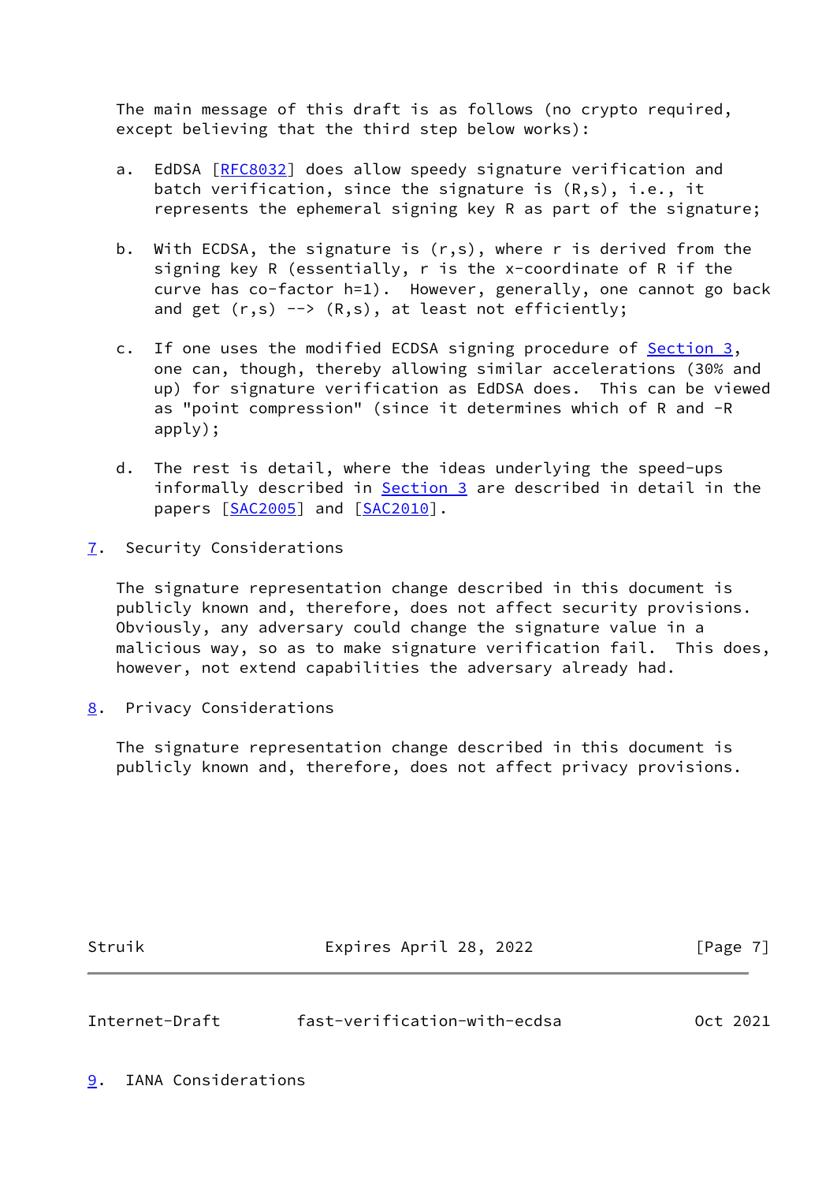The main message of this draft is as follows (no crypto required, except believing that the third step below works):

a. EdDSA [RFC8032] does allow speedy signature verification and batch verification, since the signature is (R,s), i.e., it represents the ephemeral signing key R as part of the signature;

b. With ECDSA, the signature is (r,s), where r is derived from the signing key R (essentially, r is the x-coordinate of R if the curve has co-factor h=1). However, generally, one cannot go back and get (r,s) --> (R,s), at least not efficiently;

c. If one uses the modified ECDSA signing procedure of Section 3, one can, though, thereby allowing similar accelerations (30% and up) for signature verification as EdDSA does. This can be viewed as "point compression" (since it determines which of R and -R apply);

d. The rest is detail, where the ideas underlying the speed-ups informally described in Section 3 are described in detail in the papers [SAC2005] and [SAC2010].

## 7. Security Considerations

The signature representation change described in this document is publicly known and, therefore, does not affect security provisions. Obviously, any adversary could change the signature value in a malicious way, so as to make signature verification fail. This does, however, not extend capabilities the adversary already had.

## 8. Privacy Considerations

The signature representation change described in this document is publicly known and, therefore, does not affect privacy provisions.

## 9. IANA Considerations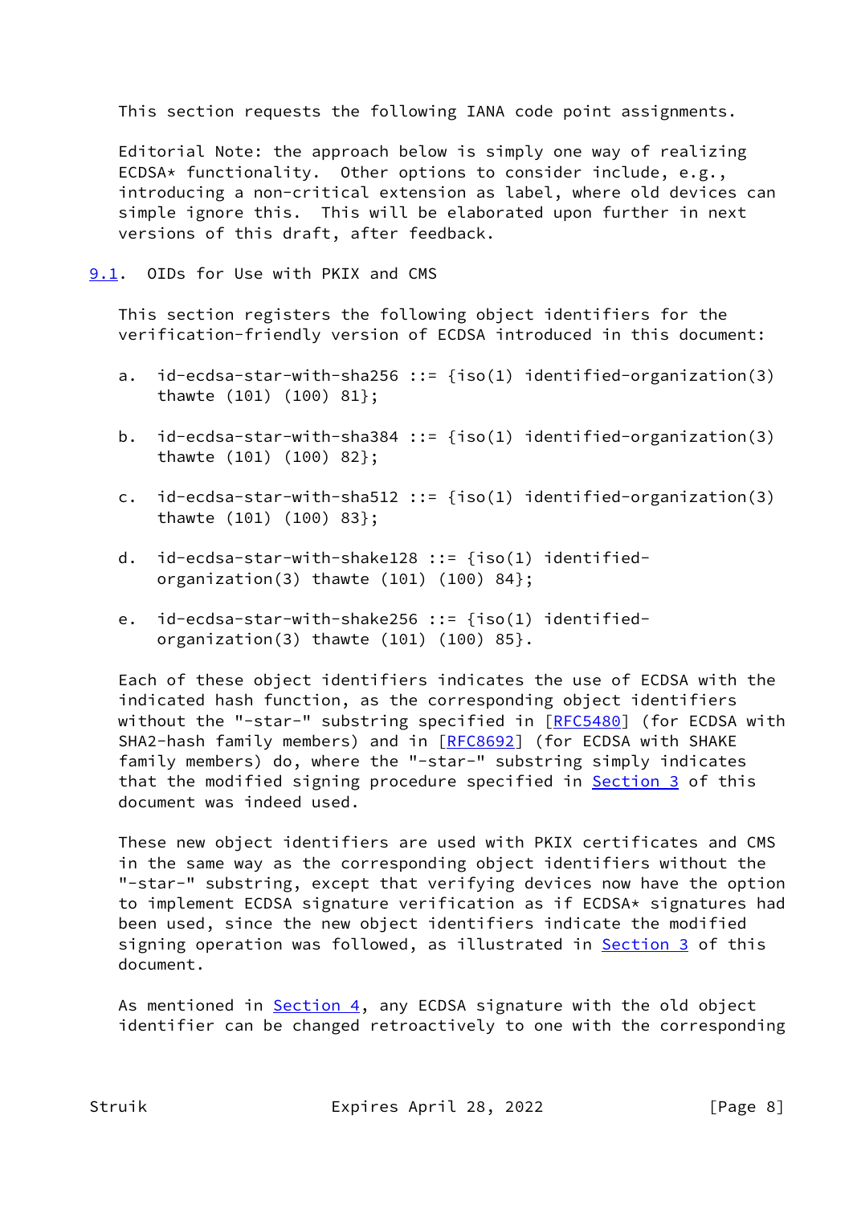This section requests the following IANA code point assignments.

Editorial Note: the approach below is simply one way of realizing ECDSA* functionality. Other options to consider include, e.g., introducing a non-critical extension as label, where old devices can simple ignore this. This will be elaborated upon further in next versions of this draft, after feedback.

## 9.1. OIDs for Use with PKIX and CMS

This section registers the following object identifiers for the verification-friendly version of ECDSA introduced in this document:

a. id-ecdsa-star-with-sha256 ::= {iso(1) identified-organization(3) thawte (101) (100) 81};

b. id-ecdsa-star-with-sha384 ::= {iso(1) identified-organization(3) thawte (101) (100) 82};

c. id-ecdsa-star-with-sha512 ::= {iso(1) identified-organization(3) thawte (101) (100) 83};

d. id-ecdsa-star-with-shake128 ::= {iso(1) identified-organization(3) thawte (101) (100) 84};

e. id-ecdsa-star-with-shake256 ::= {iso(1) identified-organization(3) thawte (101) (100) 85}.

Each of these object identifiers indicates the use of ECDSA with the indicated hash function, as the corresponding object identifiers without the "-star-" substring specified in [RFC5480] (for ECDSA with SHA2-hash family members) and in [RFC8692] (for ECDSA with SHAKE family members) do, where the "-star-" substring simply indicates that the modified signing procedure specified in Section 3 of this document was indeed used.

These new object identifiers are used with PKIX certificates and CMS in the same way as the corresponding object identifiers without the "-star-" substring, except that verifying devices now have the option to implement ECDSA signature verification as if ECDSA* signatures had been used, since the new object identifiers indicate the modified signing operation was followed, as illustrated in Section 3 of this document.

As mentioned in Section 4, any ECDSA signature with the old object identifier can be changed retroactively to one with the corresponding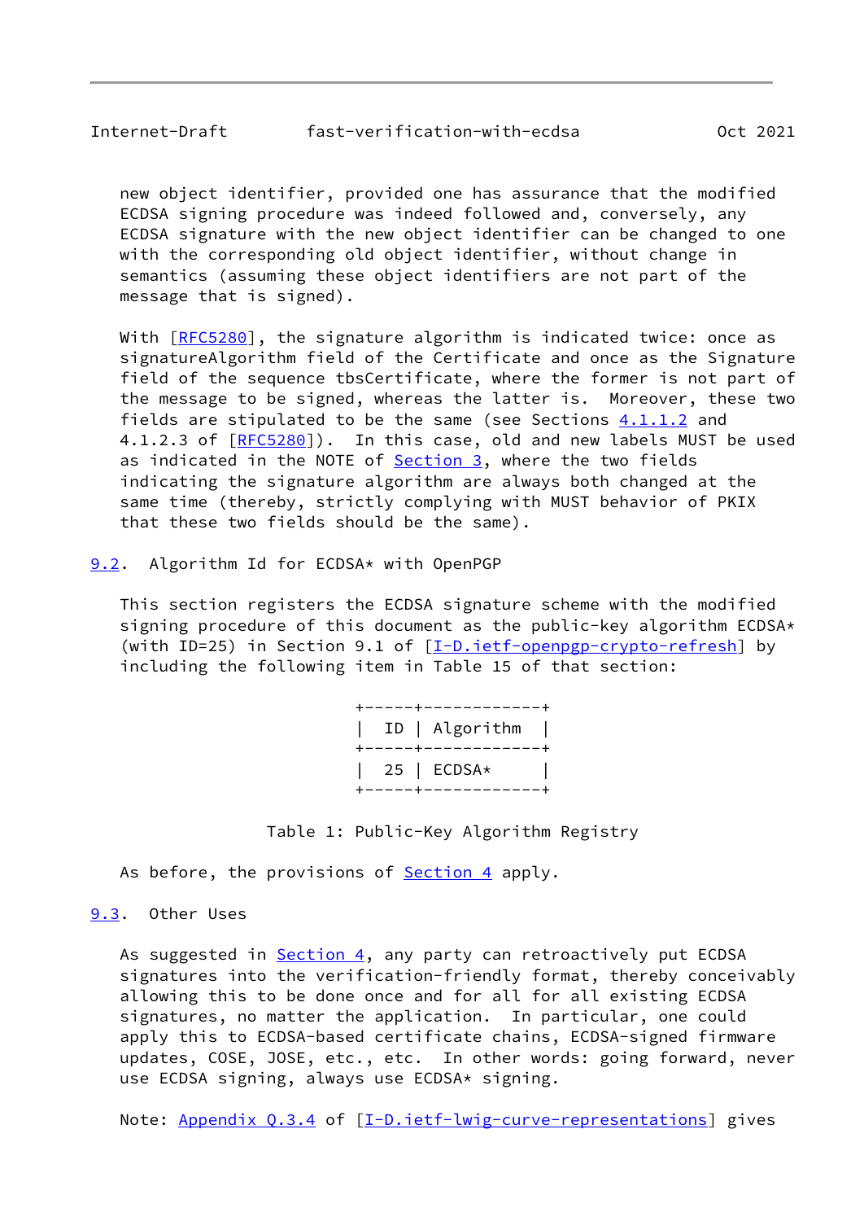new object identifier, provided one has assurance that the modified ECDSA signing procedure was indeed followed and, conversely, any ECDSA signature with the new object identifier can be changed to one with the corresponding old object identifier, without change in semantics (assuming these object identifiers are not part of the message that is signed).

With [RFC5280], the signature algorithm is indicated twice: once as signatureAlgorithm field of the Certificate and once as the Signature field of the sequence tbsCertificate, where the former is not part of the message to be signed, whereas the latter is. Moreover, these two fields are stipulated to be the same (see Sections 4.1.1.2 and 4.1.2.3 of [RFC5280]). In this case, old and new labels MUST be used as indicated in the NOTE of Section 3, where the two fields indicating the signature algorithm are always both changed at the same time (thereby, strictly complying with MUST behavior of PKIX that these two fields should be the same).

### 9.2. Algorithm Id for ECDSA* with OpenPGP

This section registers the ECDSA signature scheme with the modified signing procedure of this document as the public-key algorithm ECDSA* (with ID=25) in Section 9.1 of [I-D.ietf-openpgp-crypto-refresh] by including the following item in Table 15 of that section:

| ID | Algorithm |
|---|---|
| 25 | ECDSA* |

Table 1: Public-Key Algorithm Registry

As before, the provisions of Section 4 apply.

### 9.3. Other Uses

As suggested in Section 4, any party can retroactively put ECDSA signatures into the verification-friendly format, thereby conceivably allowing this to be done once and for all for all existing ECDSA signatures, no matter the application. In particular, one could apply this to ECDSA-based certificate chains, ECDSA-signed firmware updates, COSE, JOSE, etc., etc. In other words: going forward, never use ECDSA signing, always use ECDSA* signing.

Note: Appendix Q.3.4 of [I-D.ietf-lwig-curve-representations] gives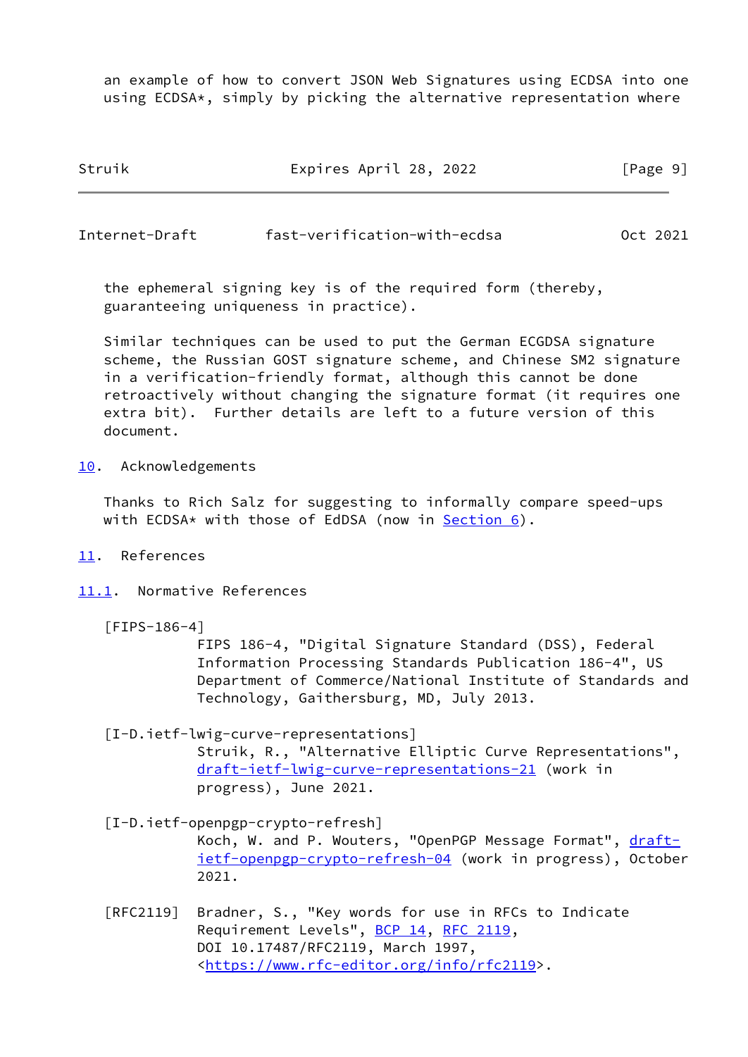an example of how to convert JSON Web Signatures using ECDSA into one using ECDSA*, simply by picking the alternative representation where the ephemeral signing key is of the required form (thereby, guaranteeing uniqueness in practice).

Similar techniques can be used to put the German ECGDSA signature scheme, the Russian GOST signature scheme, and Chinese SM2 signature in a verification-friendly format, although this cannot be done retroactively without changing the signature format (it requires one extra bit). Further details are left to a future version of this document.

## 10. Acknowledgements

Thanks to Rich Salz for suggesting to informally compare speed-ups with ECDSA* with those of EdDSA (now in Section 6).

## 11. References

### 11.1. Normative References

[FIPS-186-4]
FIPS 186-4, "Digital Signature Standard (DSS), Federal Information Processing Standards Publication 186-4", US Department of Commerce/National Institute of Standards and Technology, Gaithersburg, MD, July 2013.

[I-D.ietf-lwig-curve-representations]
Struik, R., "Alternative Elliptic Curve Representations", draft-ietf-lwig-curve-representations-21 (work in progress), June 2021.

[I-D.ietf-openpgp-crypto-refresh]
Koch, W. and P. Wouters, "OpenPGP Message Format", draft-ietf-openpgp-crypto-refresh-04 (work in progress), October 2021.

[RFC2119] Bradner, S., "Key words for use in RFCs to Indicate Requirement Levels", BCP 14, RFC 2119, DOI 10.17487/RFC2119, March 1997, <https://www.rfc-editor.org/info/rfc2119>.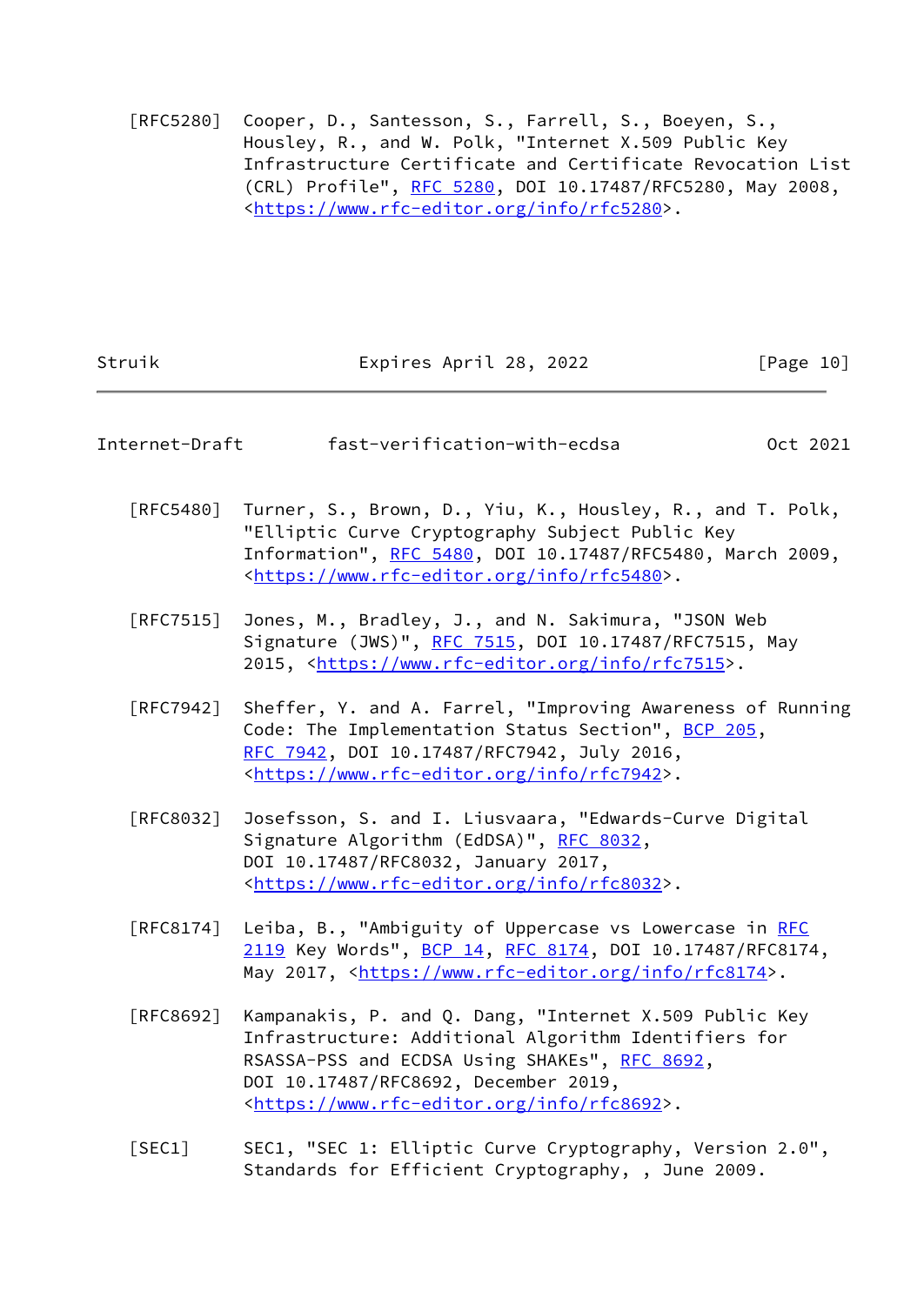[RFC5280] Cooper, D., Santesson, S., Farrell, S., Boeyen, S., Housley, R., and W. Polk, "Internet X.509 Public Key Infrastructure Certificate and Certificate Revocation List (CRL) Profile", RFC 5280, DOI 10.17487/RFC5280, May 2008, <https://www.rfc-editor.org/info/rfc5280>.

[RFC5480] Turner, S., Brown, D., Yiu, K., Housley, R., and T. Polk, "Elliptic Curve Cryptography Subject Public Key Information", RFC 5480, DOI 10.17487/RFC5480, March 2009, <https://www.rfc-editor.org/info/rfc5480>.

[RFC7515] Jones, M., Bradley, J., and N. Sakimura, "JSON Web Signature (JWS)", RFC 7515, DOI 10.17487/RFC7515, May 2015, <https://www.rfc-editor.org/info/rfc7515>.

[RFC7942] Sheffer, Y. and A. Farrel, "Improving Awareness of Running Code: The Implementation Status Section", BCP 205, RFC 7942, DOI 10.17487/RFC7942, July 2016, <https://www.rfc-editor.org/info/rfc7942>.

[RFC8032] Josefsson, S. and I. Liusvaara, "Edwards-Curve Digital Signature Algorithm (EdDSA)", RFC 8032, DOI 10.17487/RFC8032, January 2017, <https://www.rfc-editor.org/info/rfc8032>.

[RFC8174] Leiba, B., "Ambiguity of Uppercase vs Lowercase in RFC 2119 Key Words", BCP 14, RFC 8174, DOI 10.17487/RFC8174, May 2017, <https://www.rfc-editor.org/info/rfc8174>.

[RFC8692] Kampanakis, P. and Q. Dang, "Internet X.509 Public Key Infrastructure: Additional Algorithm Identifiers for RSASSA-PSS and ECDSA Using SHAKEs", RFC 8692, DOI 10.17487/RFC8692, December 2019, <https://www.rfc-editor.org/info/rfc8692>.

[SEC1] SEC1, "SEC 1: Elliptic Curve Cryptography, Version 2.0", Standards for Efficient Cryptography, , June 2009.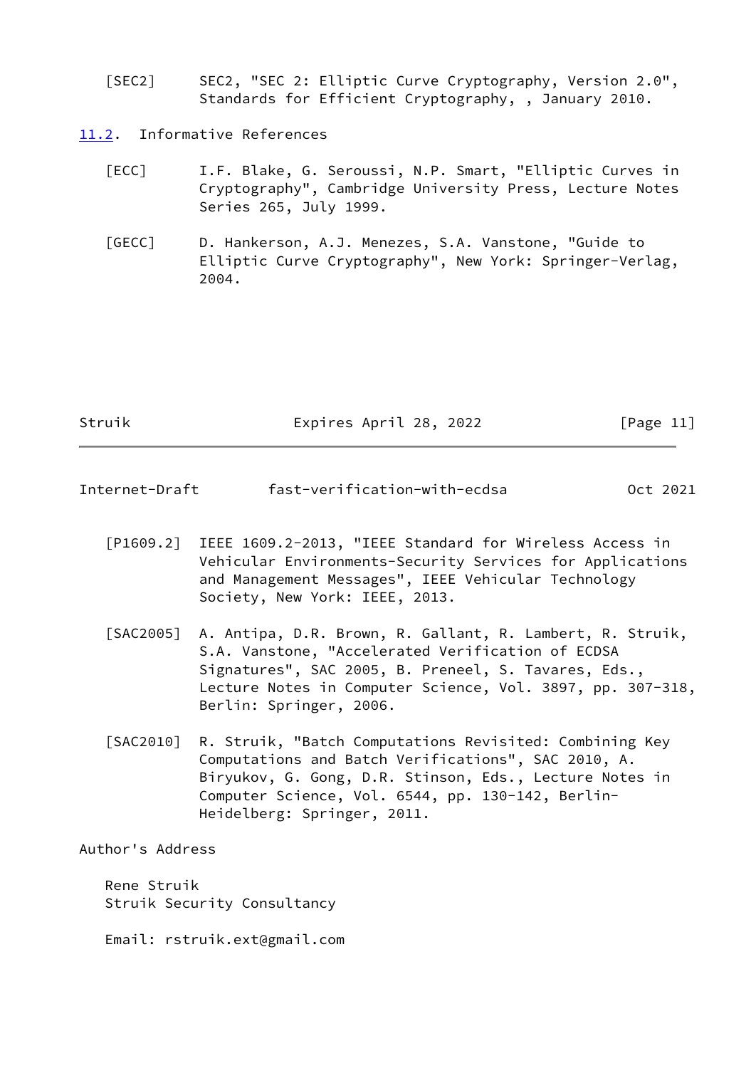[SEC2] SEC2, "SEC 2: Elliptic Curve Cryptography, Version 2.0", Standards for Efficient Cryptography, , January 2010.

## 11.2. Informative References

[ECC] I.F. Blake, G. Seroussi, N.P. Smart, "Elliptic Curves in Cryptography", Cambridge University Press, Lecture Notes Series 265, July 1999.

[GECC] D. Hankerson, A.J. Menezes, S.A. Vanstone, "Guide to Elliptic Curve Cryptography", New York: Springer-Verlag, 2004.

[P1609.2] IEEE 1609.2-2013, "IEEE Standard for Wireless Access in Vehicular Environments-Security Services for Applications and Management Messages", IEEE Vehicular Technology Society, New York: IEEE, 2013.

[SAC2005] A. Antipa, D.R. Brown, R. Gallant, R. Lambert, R. Struik, S.A. Vanstone, "Accelerated Verification of ECDSA Signatures", SAC 2005, B. Preneel, S. Tavares, Eds., Lecture Notes in Computer Science, Vol. 3897, pp. 307-318, Berlin: Springer, 2006.

[SAC2010] R. Struik, "Batch Computations Revisited: Combining Key Computations and Batch Verifications", SAC 2010, A. Biryukov, G. Gong, D.R. Stinson, Eds., Lecture Notes in Computer Science, Vol. 6544, pp. 130-142, Berlin-Heidelberg: Springer, 2011.

Author's Address

Rene Struik
Struik Security Consultancy

Email: rstruik.ext@gmail.com